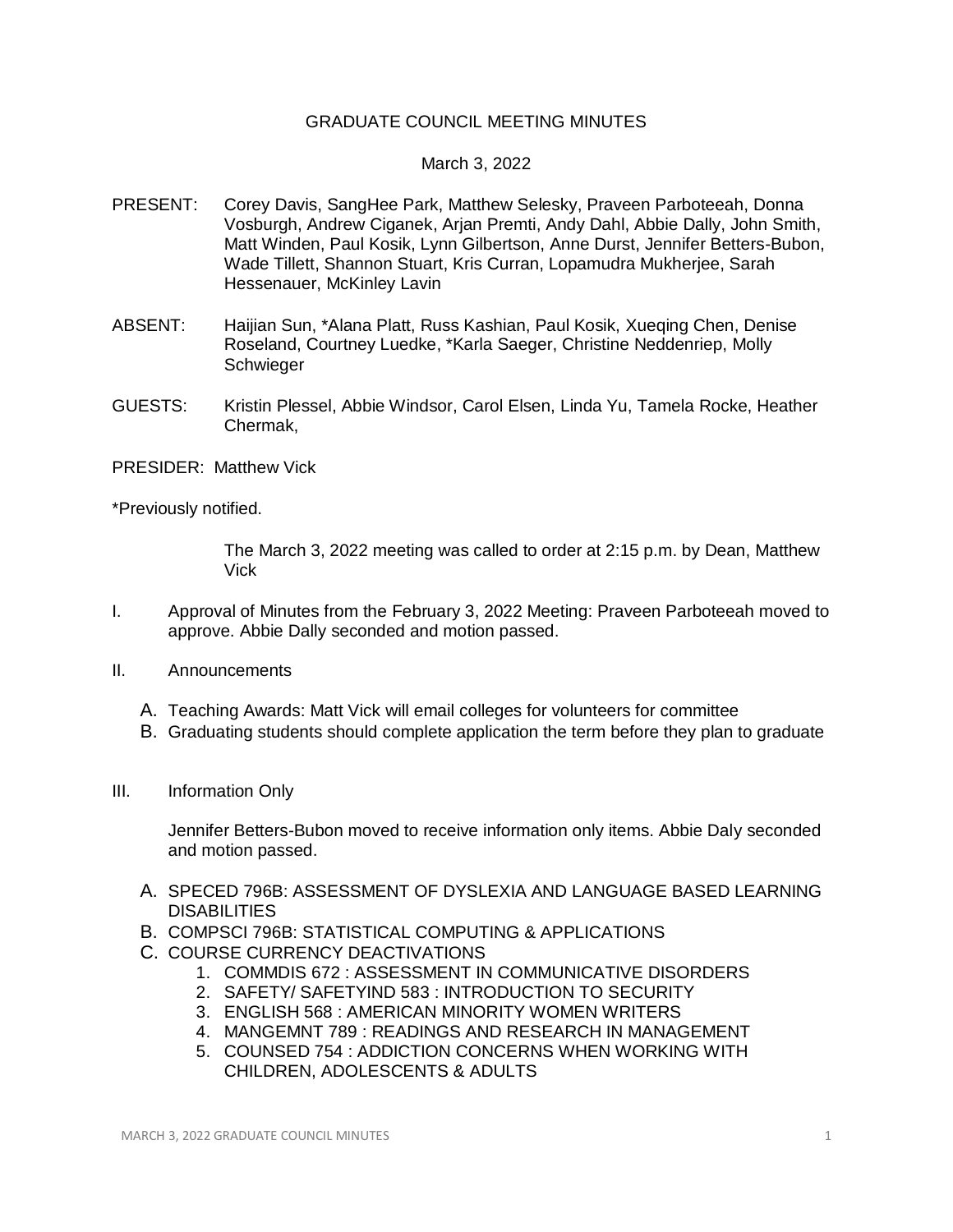# GRADUATE COUNCIL MEETING MINUTES

March 3, 2022

PRESENT: Corey Davis, SangHee Park, Matthew Selesky, Praveen Parboteeah, Donna Vosburgh, Andrew Ciganek, Arjan Premti, Andy Dahl, Abbie Dally, John Smith, Matt Winden, Paul Kosik, Lynn Gilbertson, Anne Durst, Jennifer Betters-Bubon, Wade Tillett, Shannon Stuart, Kris Curran, Lopamudra Mukherjee, Sarah Hessenauer, McKinley Lavin

ABSENT: Haijian Sun, *Alana Platt, Russ Kashian, Paul Kosik, Xueqing Chen, Denise Roseland, Courtney Luedke, *Karla Saeger, Christine Neddenriep, Molly Schwieger

GUESTS: Kristin Plessel, Abbie Windsor, Carol Elsen, Linda Yu, Tamela Rocke, Heather Chermak,

PRESIDER: Matthew Vick

*Previously notified.

The March 3, 2022 meeting was called to order at 2:15 p.m. by Dean, Matthew Vick

I. Approval of Minutes from the February 3, 2022 Meeting: Praveen Parboteeah moved to approve. Abbie Dally seconded and motion passed.

II. Announcements

A. Teaching Awards: Matt Vick will email colleges for volunteers for committee
B. Graduating students should complete application the term before they plan to graduate

III. Information Only

Jennifer Betters-Bubon moved to receive information only items. Abbie Daly seconded and motion passed.

A. SPECED 796B: ASSESSMENT OF DYSLEXIA AND LANGUAGE BASED LEARNING DISABILITIES
B. COMPSCI 796B: STATISTICAL COMPUTING & APPLICATIONS
C. COURSE CURRENCY DEACTIVATIONS
   1. COMMDIS 672 : ASSESSMENT IN COMMUNICATIVE DISORDERS
   2. SAFETY/ SAFETYIND 583 : INTRODUCTION TO SECURITY
   3. ENGLISH 568 : AMERICAN MINORITY WOMEN WRITERS
   4. MANGEMNT 789 : READINGS AND RESEARCH IN MANAGEMENT
   5. COUNSED 754 : ADDICTION CONCERNS WHEN WORKING WITH CHILDREN, ADOLESCENTS & ADULTS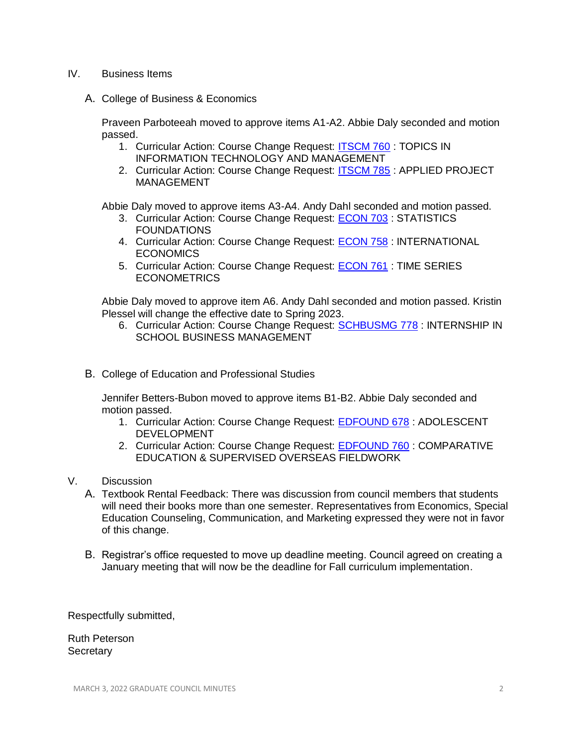IV. Business Items

A. College of Business & Economics

Praveen Parboteeah moved to approve items A1-A2. Abbie Daly seconded and motion passed.

1. Curricular Action: Course Change Request: ITSCM 760 : TOPICS IN INFORMATION TECHNOLOGY AND MANAGEMENT
2. Curricular Action: Course Change Request: ITSCM 785 : APPLIED PROJECT MANAGEMENT

Abbie Daly moved to approve items A3-A4. Andy Dahl seconded and motion passed.

3. Curricular Action: Course Change Request: ECON 703 : STATISTICS FOUNDATIONS
4. Curricular Action: Course Change Request: ECON 758 : INTERNATIONAL ECONOMICS
5. Curricular Action: Course Change Request: ECON 761 : TIME SERIES ECONOMETRICS

Abbie Daly moved to approve item A6. Andy Dahl seconded and motion passed. Kristin Plessel will change the effective date to Spring 2023.

6. Curricular Action: Course Change Request: SCHBUSMG 778 : INTERNSHIP IN SCHOOL BUSINESS MANAGEMENT

B. College of Education and Professional Studies

Jennifer Betters-Bubon moved to approve items B1-B2. Abbie Daly seconded and motion passed.

1. Curricular Action: Course Change Request: EDFOUND 678 : ADOLESCENT DEVELOPMENT
2. Curricular Action: Course Change Request: EDFOUND 760 : COMPARATIVE EDUCATION & SUPERVISED OVERSEAS FIELDWORK

V. Discussion

A. Textbook Rental Feedback: There was discussion from council members that students will need their books more than one semester. Representatives from Economics, Special Education Counseling, Communication, and Marketing expressed they were not in favor of this change.

B. Registrar's office requested to move up deadline meeting. Council agreed on creating a January meeting that will now be the deadline for Fall curriculum implementation.

Respectfully submitted,

Ruth Peterson
Secretary